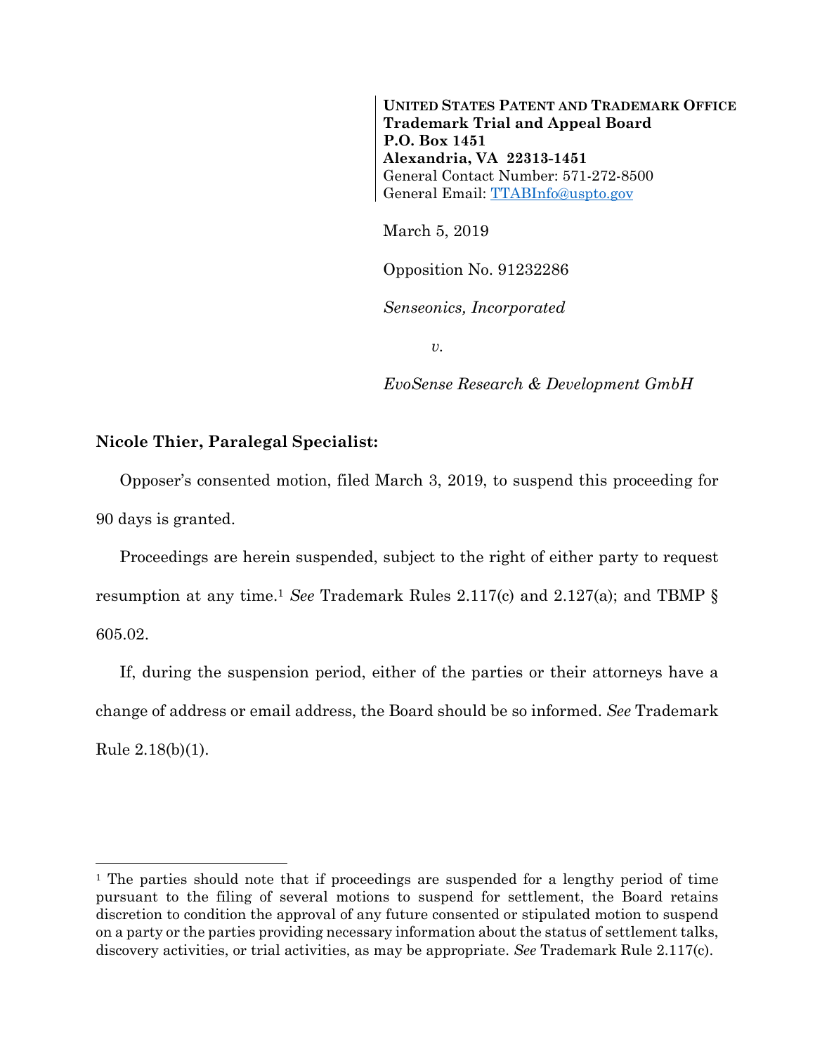**UNITED STATES PATENT AND TRADEMARK OFFICE**
**Trademark Trial and Appeal Board**
**P.O. Box 1451**
**Alexandria, VA 22313-1451**
General Contact Number: 571-272-8500
General Email: TTABInfo@uspto.gov

March 5, 2019

Opposition No. 91232286

*Senseonics, Incorporated*

*v.*

*EvoSense Research & Development GmbH*

**Nicole Thier, Paralegal Specialist:**

Opposer's consented motion, filed March 3, 2019, to suspend this proceeding for 90 days is granted.

Proceedings are herein suspended, subject to the right of either party to request resumption at any time.[1] *See* Trademark Rules 2.117(c) and 2.127(a); and TBMP § 605.02.

If, during the suspension period, either of the parties or their attorneys have a change of address or email address, the Board should be so informed. *See* Trademark Rule 2.18(b)(1).

---

[1] The parties should note that if proceedings are suspended for a lengthy period of time pursuant to the filing of several motions to suspend for settlement, the Board retains discretion to condition the approval of any future consented or stipulated motion to suspend on a party or the parties providing necessary information about the status of settlement talks, discovery activities, or trial activities, as may be appropriate. *See* Trademark Rule 2.117(c).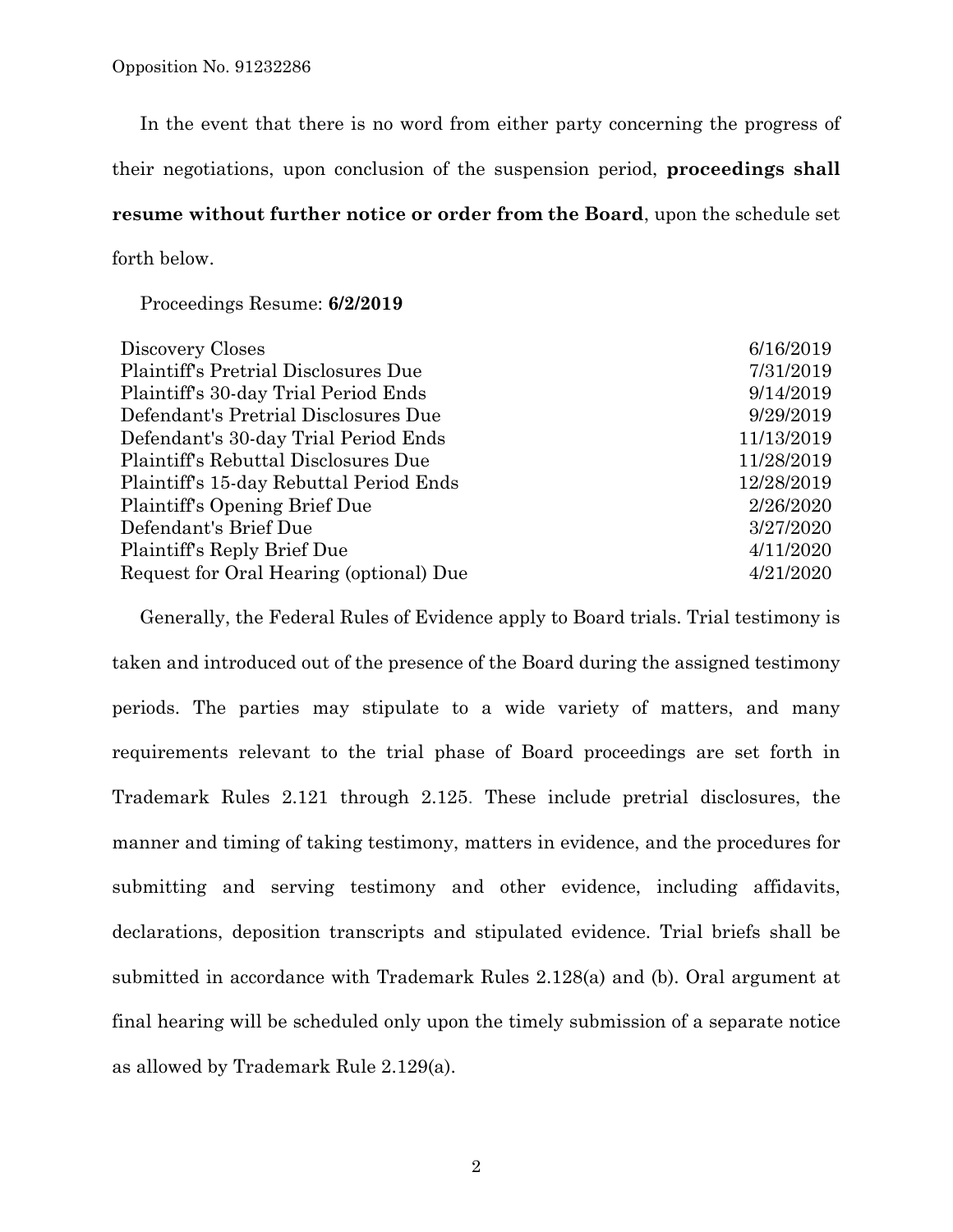In the event that there is no word from either party concerning the progress of their negotiations, upon conclusion of the suspension period, **proceedings shall resume without further notice or order from the Board**, upon the schedule set forth below.

Proceedings Resume: **6/2/2019**

| | |
|---|---|
| Discovery Closes | 6/16/2019 |
| Plaintiff's Pretrial Disclosures Due | 7/31/2019 |
| Plaintiff's 30-day Trial Period Ends | 9/14/2019 |
| Defendant's Pretrial Disclosures Due | 9/29/2019 |
| Defendant's 30-day Trial Period Ends | 11/13/2019 |
| Plaintiff's Rebuttal Disclosures Due | 11/28/2019 |
| Plaintiff's 15-day Rebuttal Period Ends | 12/28/2019 |
| Plaintiff's Opening Brief Due | 2/26/2020 |
| Defendant's Brief Due | 3/27/2020 |
| Plaintiff's Reply Brief Due | 4/11/2020 |
| Request for Oral Hearing (optional) Due | 4/21/2020 |

Generally, the Federal Rules of Evidence apply to Board trials. Trial testimony is taken and introduced out of the presence of the Board during the assigned testimony periods. The parties may stipulate to a wide variety of matters, and many requirements relevant to the trial phase of Board proceedings are set forth in Trademark Rules 2.121 through 2.125. These include pretrial disclosures, the manner and timing of taking testimony, matters in evidence, and the procedures for submitting and serving testimony and other evidence, including affidavits, declarations, deposition transcripts and stipulated evidence. Trial briefs shall be submitted in accordance with Trademark Rules 2.128(a) and (b). Oral argument at final hearing will be scheduled only upon the timely submission of a separate notice as allowed by Trademark Rule 2.129(a).